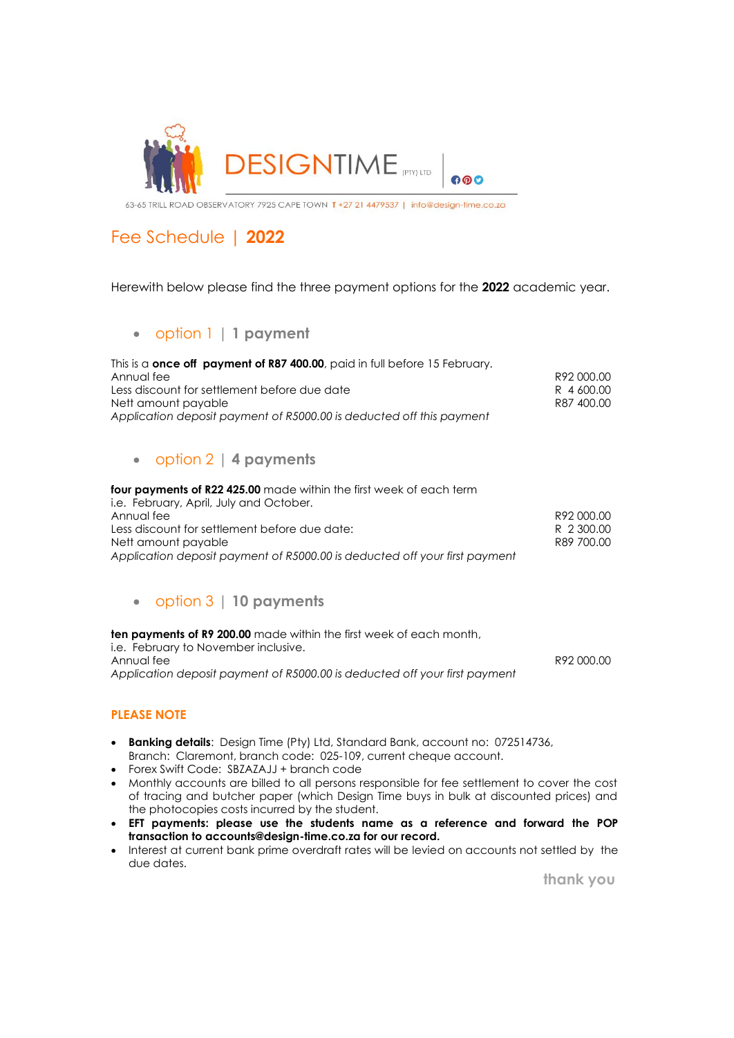DESIGNTIME (PTY) LTD

63-65 TRILL ROAD OBSERVATORY 7925 CAPE TOWN T +27 21 4479537 | info@design-time.co.za

# Fee Schedule | **2022**

Herewith below please find the three payment options for the **2022** academic year.

## option 1 | 1 payment

This is a **once off payment of R87 400.00**, paid in full before 15 February.

| | |
|---|---|
| Annual fee | R92 000.00 |
| Less discount for settlement before due date | R 4 600.00 |
| Nett amount payable | R87 400.00 |

*Application deposit payment of R5000.00 is deducted off this payment*

## option 2 | 4 payments

**four payments of R22 425.00** made within the first week of each term i.e. February, April, July and October.

| | |
|---|---|
| Annual fee | R92 000.00 |
| Less discount for settlement before due date: | R 2 300.00 |
| Nett amount payable | R89 700.00 |

*Application deposit payment of R5000.00 is deducted off your first payment*

## option 3 | 10 payments

**ten payments of R9 200.00** made within the first week of each month, i.e. February to November inclusive.

| | |
|---|---|
| Annual fee | R92 000.00 |

*Application deposit payment of R5000.00 is deducted off your first payment*

## PLEASE NOTE

- **Banking details**: Design Time (Pty) Ltd, Standard Bank, account no: 072514736, Branch: Claremont, branch code: 025-109, current cheque account.
- Forex Swift Code: SBZAZAJJ + branch code
- Monthly accounts are billed to all persons responsible for fee settlement to cover the cost of tracing and butcher paper (which Design Time buys in bulk at discounted prices) and the photocopies costs incurred by the student.
- **EFT payments: please use the students name as a reference and forward the POP transaction to accounts@design-time.co.za for our record.**
- Interest at current bank prime overdraft rates will be levied on accounts not settled by the due dates.

thank you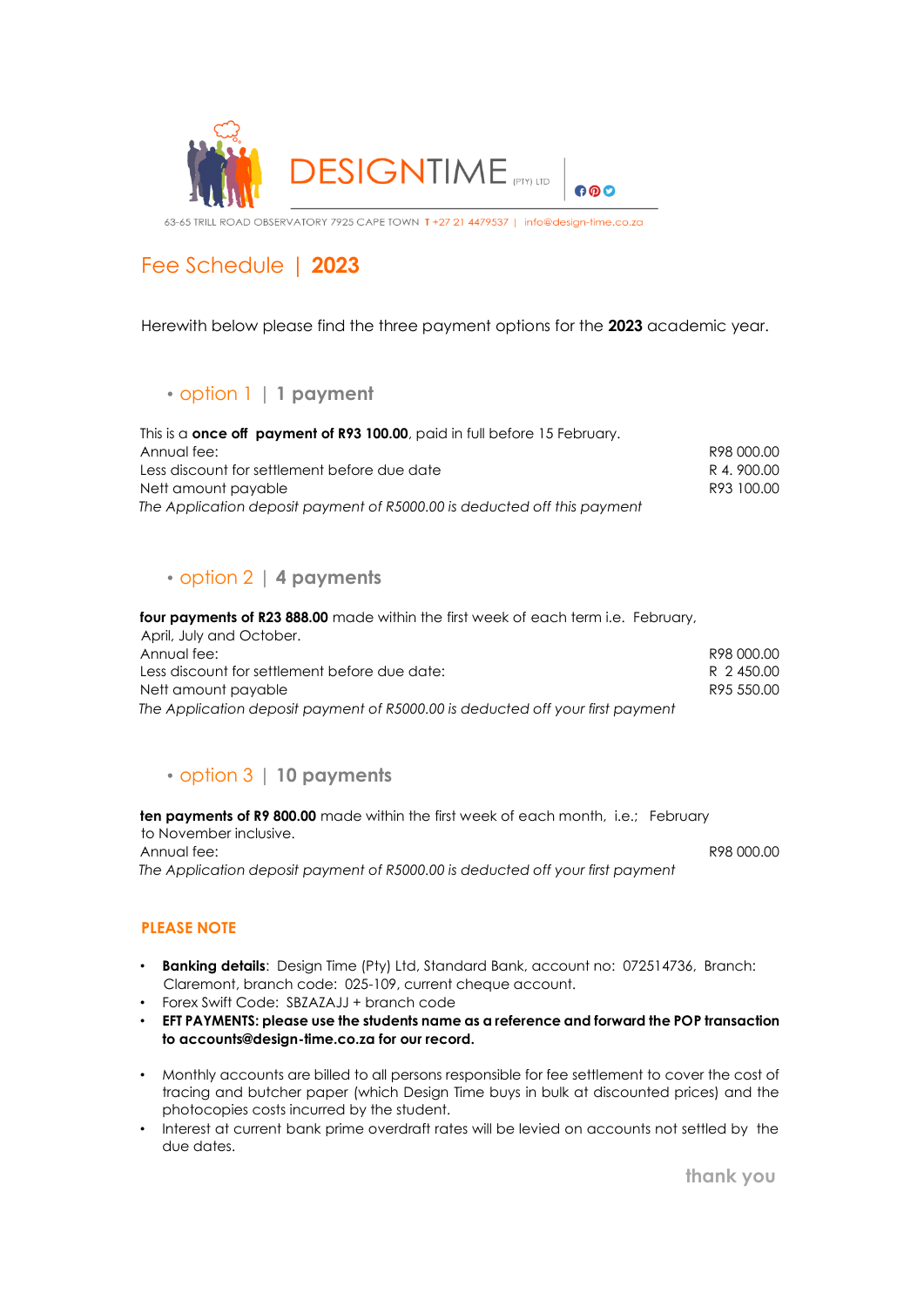DESIGNTIME (PTY) LTD

63-65 TRILL ROAD OBSERVATORY 7925 CAPE TOWN T +27 21 4479537 | info@design-time.co.za

# Fee Schedule | 2023

Herewith below please find the three payment options for the **2023** academic year.

## • option 1 | 1 payment

This is a **once off payment of R93 100.00**, paid in full before 15 February.

| | |
|---|---|
| Annual fee: | R98 000.00 |
| Less discount for settlement before due date | R 4. 900.00 |
| Nett amount payable | R93 100.00 |

*The Application deposit payment of R5000.00 is deducted off this payment*

## • option 2 | 4 payments

**four payments of R23 888.00** made within the first week of each term i.e. February, April, July and October.

| | |
|---|---|
| Annual fee: | R98 000.00 |
| Less discount for settlement before due date: | R 2 450.00 |
| Nett amount payable | R95 550.00 |

*The Application deposit payment of R5000.00 is deducted off your first payment*

## • option 3 | 10 payments

**ten payments of R9 800.00** made within the first week of each month, i.e.; February to November inclusive.

| | |
|---|---|
| Annual fee: | R98 000.00 |

*The Application deposit payment of R5000.00 is deducted off your first payment*

## PLEASE NOTE

- **Banking details**: Design Time (Pty) Ltd, Standard Bank, account no: 072514736, Branch: Claremont, branch code: 025-109, current cheque account.
- Forex Swift Code: SBZAZAJJ + branch code
- **EFT PAYMENTS: please use the students name as a reference and forward the POP transaction to accounts@design-time.co.za for our record.**

- Monthly accounts are billed to all persons responsible for fee settlement to cover the cost of tracing and butcher paper (which Design Time buys in bulk at discounted prices) and the photocopies costs incurred by the student.
- Interest at current bank prime overdraft rates will be levied on accounts not settled by the due dates.

thank you